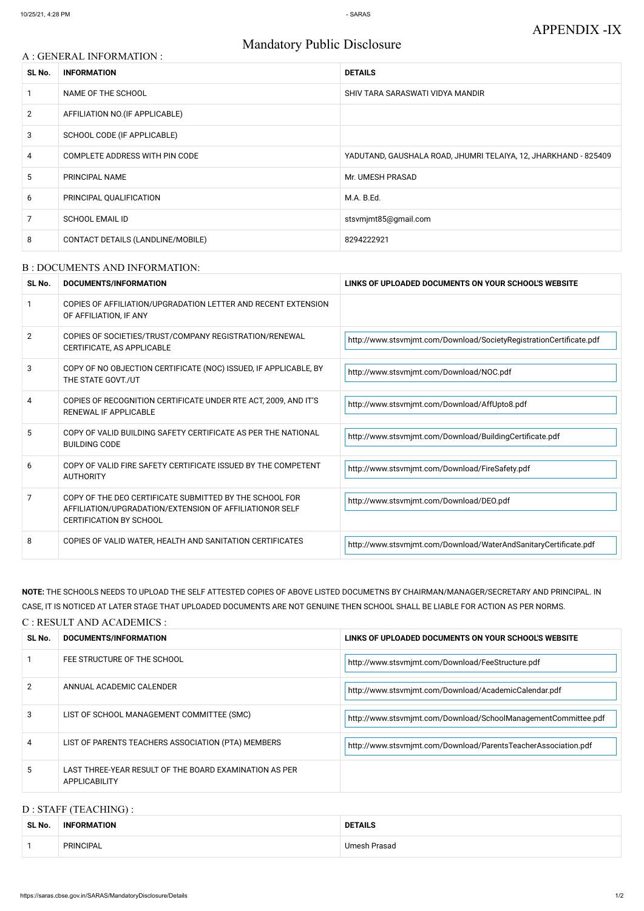# APPENDIX -IX

## Mandatory Public Disclosure

### A : GENERAL INFORMATION :

| SL No. | INFORMATION | DETAILS |
|---|---|---|
| 1 | NAME OF THE SCHOOL | SHIV TARA SARASWATI VIDYA MANDIR |
| 2 | AFFILIATION NO.(IF APPLICABLE) | |
| 3 | SCHOOL CODE (IF APPLICABLE) | |
| 4 | COMPLETE ADDRESS WITH PIN CODE | YADUTAND, GAUSHALA ROAD, JHUMRI TELAIYA, 12, JHARKHAND - 825409 |
| 5 | PRINCIPAL NAME | Mr. UMESH PRASAD |
| 6 | PRINCIPAL QUALIFICATION | M.A. B.Ed. |
| 7 | SCHOOL EMAIL ID | stsvmjmt85@gmail.com |
| 8 | CONTACT DETAILS (LANDLINE/MOBILE) | 8294222921 |

### B : DOCUMENTS AND INFORMATION:

| SL No. | DOCUMENTS/INFORMATION | LINKS OF UPLOADED DOCUMENTS ON YOUR SCHOOL'S WEBSITE |
|---|---|---|
| 1 | COPIES OF AFFILIATION/UPGRADATION LETTER AND RECENT EXTENSION OF AFFILIATION, IF ANY | |
| 2 | COPIES OF SOCIETIES/TRUST/COMPANY REGISTRATION/RENEWAL CERTIFICATE, AS APPLICABLE | http://www.stsvmjmt.com/Download/SocietyRegistrationCertificate.pdf |
| 3 | COPY OF NO OBJECTION CERTIFICATE (NOC) ISSUED, IF APPLICABLE, BY THE STATE GOVT./UT | http://www.stsvmjmt.com/Download/NOC.pdf |
| 4 | COPIES OF RECOGNITION CERTIFICATE UNDER RTE ACT, 2009, AND IT'S RENEWAL IF APPLICABLE | http://www.stsvmjmt.com/Download/AffUpto8.pdf |
| 5 | COPY OF VALID BUILDING SAFETY CERTIFICATE AS PER THE NATIONAL BUILDING CODE | http://www.stsvmjmt.com/Download/BuildingCertificate.pdf |
| 6 | COPY OF VALID FIRE SAFETY CERTIFICATE ISSUED BY THE COMPETENT AUTHORITY | http://www.stsvmjmt.com/Download/FireSafety.pdf |
| 7 | COPY OF THE DEO CERTIFICATE SUBMITTED BY THE SCHOOL FOR AFFILIATION/UPGRADATION/EXTENSION OF AFFILIATIONOR SELF CERTIFICATION BY SCHOOL | http://www.stsvmjmt.com/Download/DEO.pdf |
| 8 | COPIES OF VALID WATER, HEALTH AND SANITATION CERTIFICATES | http://www.stsvmjmt.com/Download/WaterAndSanitaryCertificate.pdf |

**NOTE:** THE SCHOOLS NEEDS TO UPLOAD THE SELF ATTESTED COPIES OF ABOVE LISTED DOCUMETNS BY CHAIRMAN/MANAGER/SECRETARY AND PRINCIPAL. IN CASE, IT IS NOTICED AT LATER STAGE THAT UPLOADED DOCUMENTS ARE NOT GENUINE THEN SCHOOL SHALL BE LIABLE FOR ACTION AS PER NORMS.

### C : RESULT AND ACADEMICS :

| SL No. | DOCUMENTS/INFORMATION | LINKS OF UPLOADED DOCUMENTS ON YOUR SCHOOL'S WEBSITE |
|---|---|---|
| 1 | FEE STRUCTURE OF THE SCHOOL | http://www.stsvmjmt.com/Download/FeeStructure.pdf |
| 2 | ANNUAL ACADEMIC CALENDER | http://www.stsvmjmt.com/Download/AcademicCalendar.pdf |
| 3 | LIST OF SCHOOL MANAGEMENT COMMITTEE (SMC) | http://www.stsvmjmt.com/Download/SchoolManagementCommittee.pdf |
| 4 | LIST OF PARENTS TEACHERS ASSOCIATION (PTA) MEMBERS | http://www.stsvmjmt.com/Download/ParentsTeacherAssociation.pdf |
| 5 | LAST THREE-YEAR RESULT OF THE BOARD EXAMINATION AS PER APPLICABILITY | |

### D : STAFF (TEACHING) :

| SL No. | INFORMATION | DETAILS |
|---|---|---|
| 1 | PRINCIPAL | Umesh Prasad |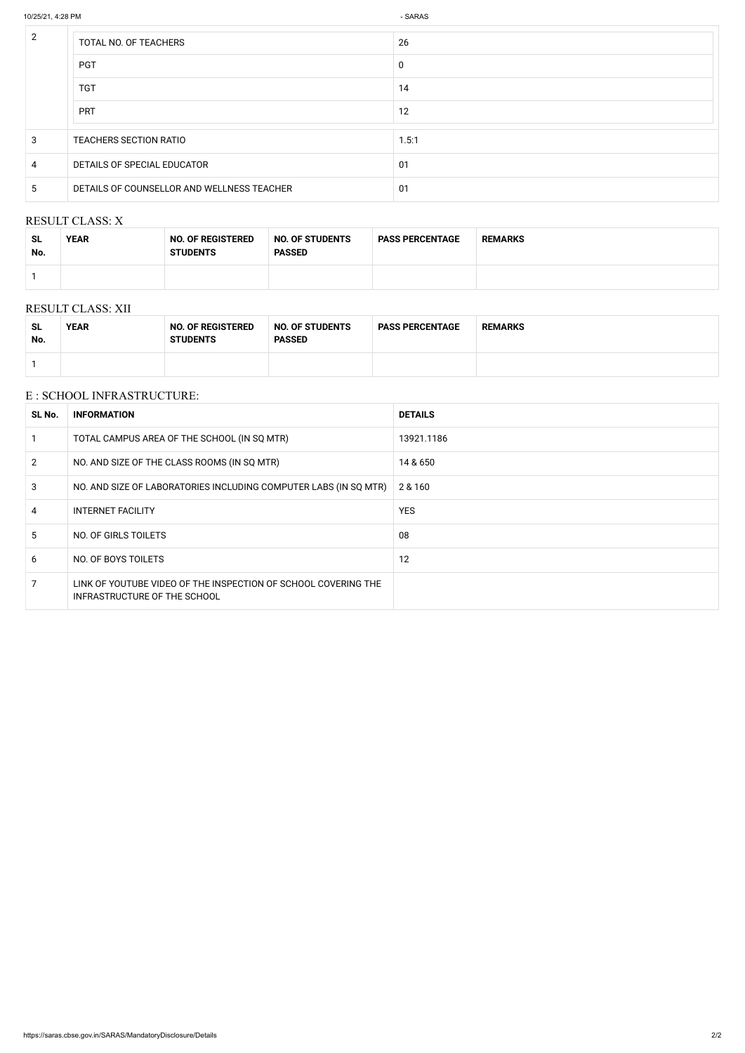| | | |
|---|---|---|
| 2 | TOTAL NO. OF TEACHERS | 26 |
| | PGT | 0 |
| | TGT | 14 |
| | PRT | 12 |
| 3 | TEACHERS SECTION RATIO | 1.5:1 |
| 4 | DETAILS OF SPECIAL EDUCATOR | 01 |
| 5 | DETAILS OF COUNSELLOR AND WELLNESS TEACHER | 01 |

## RESULT CLASS: X

| SL No. | YEAR | NO. OF REGISTERED STUDENTS | NO. OF STUDENTS PASSED | PASS PERCENTAGE | REMARKS |
|---|---|---|---|---|---|
| 1 | | | | | |

## RESULT CLASS: XII

| SL No. | YEAR | NO. OF REGISTERED STUDENTS | NO. OF STUDENTS PASSED | PASS PERCENTAGE | REMARKS |
|---|---|---|---|---|---|
| 1 | | | | | |

## E : SCHOOL INFRASTRUCTURE:

| SL No. | INFORMATION | DETAILS |
|---|---|---|
| 1 | TOTAL CAMPUS AREA OF THE SCHOOL (IN SQ MTR) | 13921.1186 |
| 2 | NO. AND SIZE OF THE CLASS ROOMS (IN SQ MTR) | 14 & 650 |
| 3 | NO. AND SIZE OF LABORATORIES INCLUDING COMPUTER LABS (IN SQ MTR) | 2 & 160 |
| 4 | INTERNET FACILITY | YES |
| 5 | NO. OF GIRLS TOILETS | 08 |
| 6 | NO. OF BOYS TOILETS | 12 |
| 7 | LINK OF YOUTUBE VIDEO OF THE INSPECTION OF SCHOOL COVERING THE INFRASTRUCTURE OF THE SCHOOL | |